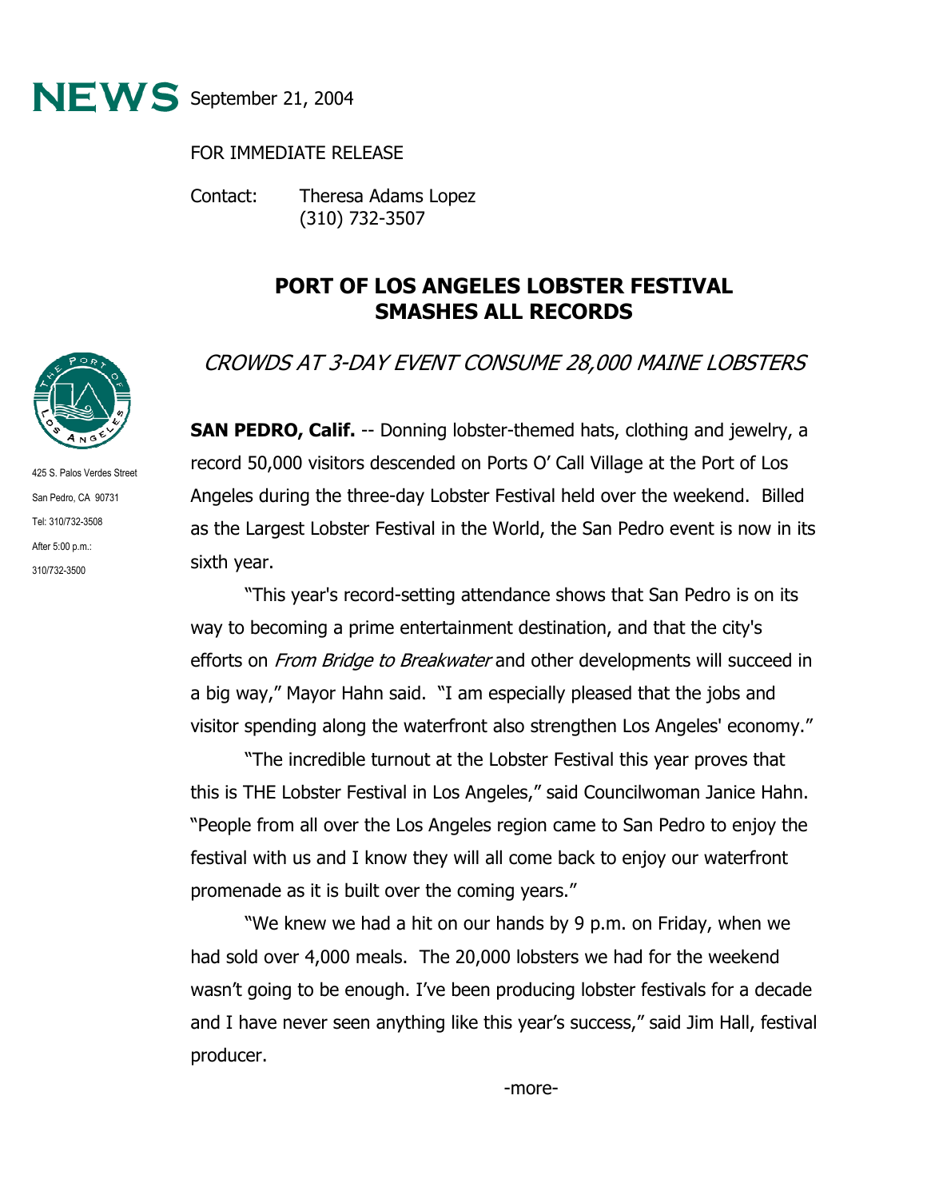**NEWS** September 21, 2004

FOR IMMEDIATE RELEASE

Contact: Theresa Adams Lopez
(310) 732-3507

425 S. Palos Verdes Street
San Pedro, CA 90731
Tel: 310/732-3508
After 5:00 p.m.:
310/732-3500

# PORT OF LOS ANGELES LOBSTER FESTIVAL SMASHES ALL RECORDS

*CROWDS AT 3-DAY EVENT CONSUME 28,000 MAINE LOBSTERS*

**SAN PEDRO, Calif.** -- Donning lobster-themed hats, clothing and jewelry, a record 50,000 visitors descended on Ports O' Call Village at the Port of Los Angeles during the three-day Lobster Festival held over the weekend. Billed as the Largest Lobster Festival in the World, the San Pedro event is now in its sixth year.

"This year's record-setting attendance shows that San Pedro is on its way to becoming a prime entertainment destination, and that the city's efforts on *From Bridge to Breakwater* and other developments will succeed in a big way," Mayor Hahn said. "I am especially pleased that the jobs and visitor spending along the waterfront also strengthen Los Angeles' economy."

"The incredible turnout at the Lobster Festival this year proves that this is THE Lobster Festival in Los Angeles," said Councilwoman Janice Hahn. "People from all over the Los Angeles region came to San Pedro to enjoy the festival with us and I know they will all come back to enjoy our waterfront promenade as it is built over the coming years."

"We knew we had a hit on our hands by 9 p.m. on Friday, when we had sold over 4,000 meals. The 20,000 lobsters we had for the weekend wasn't going to be enough. I've been producing lobster festivals for a decade and I have never seen anything like this year's success," said Jim Hall, festival producer.

-more-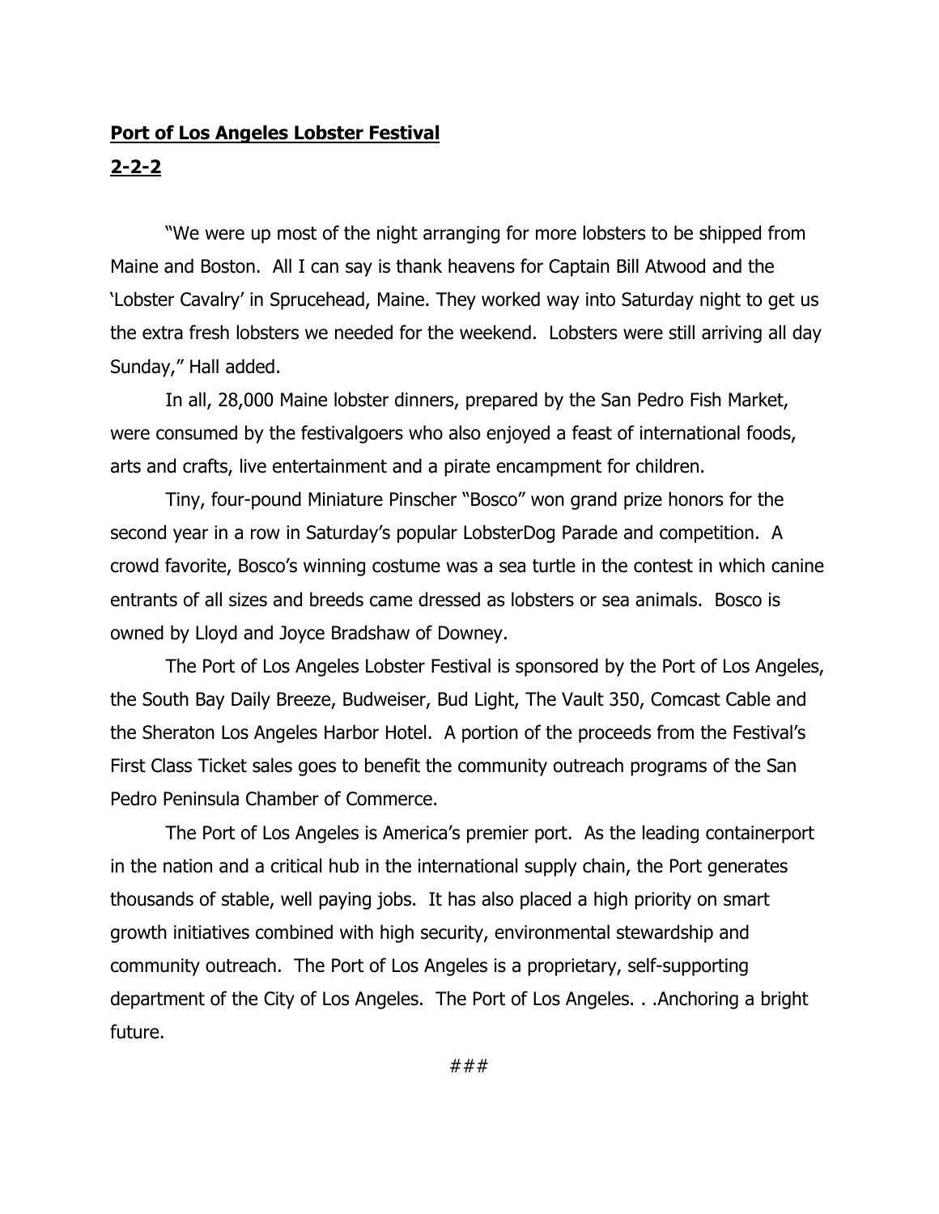**Port of Los Angeles Lobster Festival**

**2-2-2**

"We were up most of the night arranging for more lobsters to be shipped from Maine and Boston. All I can say is thank heavens for Captain Bill Atwood and the 'Lobster Cavalry' in Sprucehead, Maine. They worked way into Saturday night to get us the extra fresh lobsters we needed for the weekend. Lobsters were still arriving all day Sunday," Hall added.

In all, 28,000 Maine lobster dinners, prepared by the San Pedro Fish Market, were consumed by the festivalgoers who also enjoyed a feast of international foods, arts and crafts, live entertainment and a pirate encampment for children.

Tiny, four-pound Miniature Pinscher "Bosco" won grand prize honors for the second year in a row in Saturday's popular LobsterDog Parade and competition. A crowd favorite, Bosco's winning costume was a sea turtle in the contest in which canine entrants of all sizes and breeds came dressed as lobsters or sea animals. Bosco is owned by Lloyd and Joyce Bradshaw of Downey.

The Port of Los Angeles Lobster Festival is sponsored by the Port of Los Angeles, the South Bay Daily Breeze, Budweiser, Bud Light, The Vault 350, Comcast Cable and the Sheraton Los Angeles Harbor Hotel. A portion of the proceeds from the Festival's First Class Ticket sales goes to benefit the community outreach programs of the San Pedro Peninsula Chamber of Commerce.

The Port of Los Angeles is America's premier port. As the leading containerport in the nation and a critical hub in the international supply chain, the Port generates thousands of stable, well paying jobs. It has also placed a high priority on smart growth initiatives combined with high security, environmental stewardship and community outreach. The Port of Los Angeles is a proprietary, self-supporting department of the City of Los Angeles. The Port of Los Angeles. . .Anchoring a bright future.

###